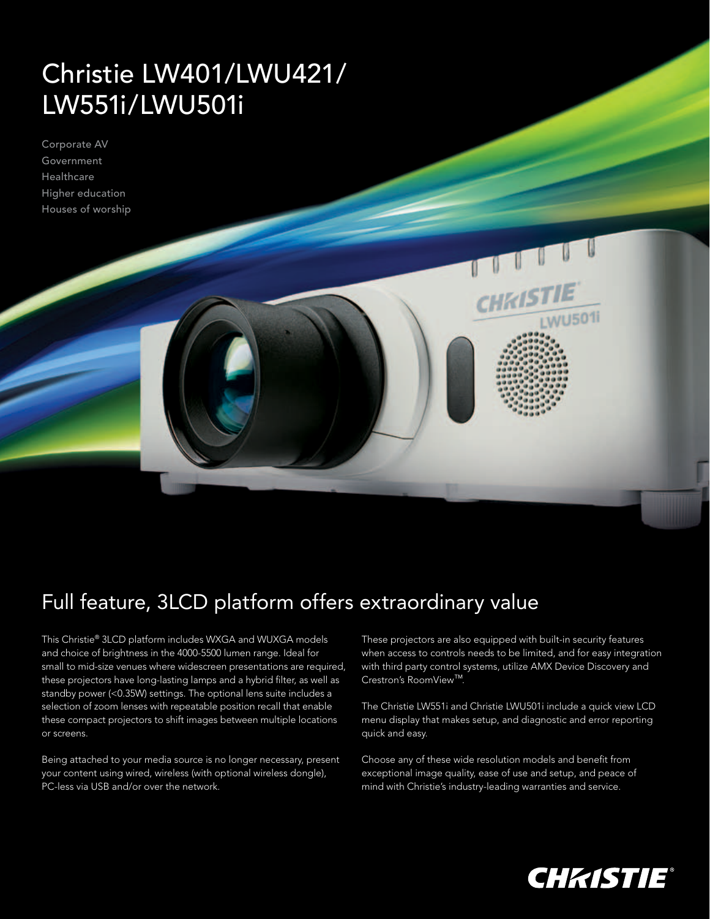# Christie LW401/LWU421/ LW551i/LWU501i

Corporate AV
Government
Healthcare
Higher education
Houses of worship

## Full feature, 3LCD platform offers extraordinary value

This Christie® 3LCD platform includes WXGA and WUXGA models and choice of brightness in the 4000-5500 lumen range. Ideal for small to mid-size venues where widescreen presentations are required, these projectors have long-lasting lamps and a hybrid filter, as well as standby power (<0.35W) settings. The optional lens suite includes a selection of zoom lenses with repeatable position recall that enable these compact projectors to shift images between multiple locations or screens.

Being attached to your media source is no longer necessary, present your content using wired, wireless (with optional wireless dongle), PC-less via USB and/or over the network.

These projectors are also equipped with built-in security features when access to controls needs to be limited, and for easy integration with third party control systems, utilize AMX Device Discovery and Crestron's RoomView™.

The Christie LW551i and Christie LWU501i include a quick view LCD menu display that makes setup, and diagnostic and error reporting quick and easy.

Choose any of these wide resolution models and benefit from exceptional image quality, ease of use and setup, and peace of mind with Christie's industry-leading warranties and service.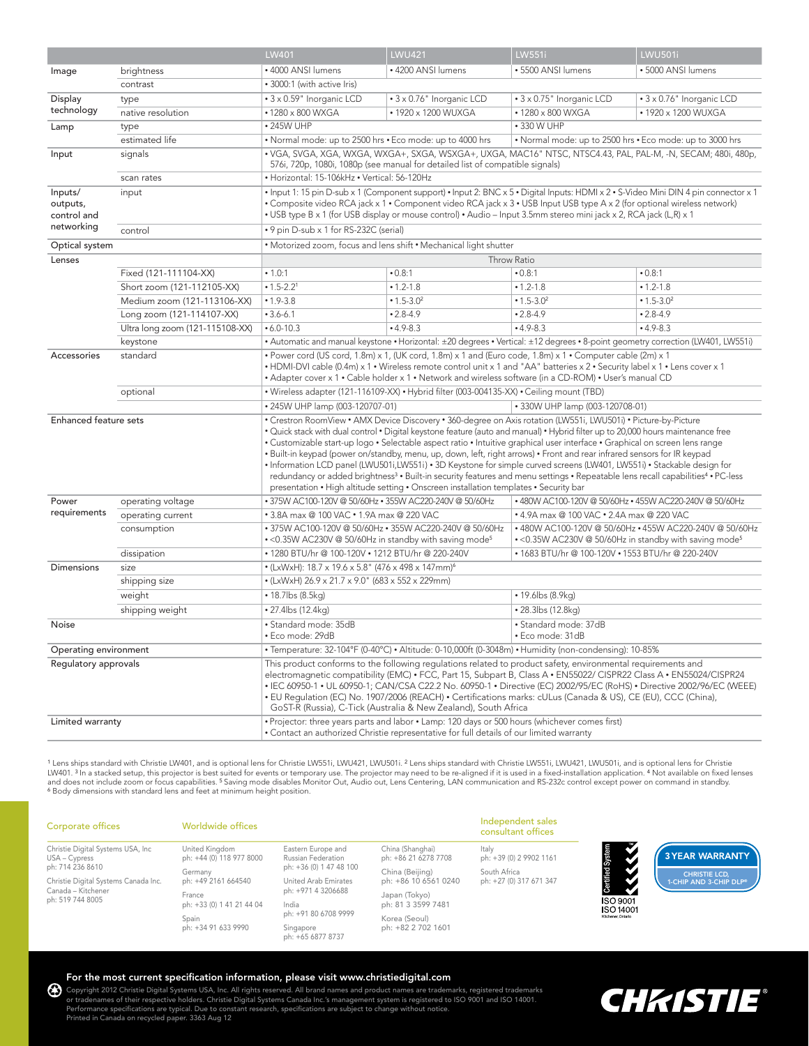| | | LW401 | LWU421 | LW551i | LWU501i |
|---|---|---|---|---|---|
| Image | brightness | • 4000 ANSI lumens | • 4200 ANSI lumens | • 5500 ANSI lumens | • 5000 ANSI lumens |
| | contrast | • 3000:1 (with active Iris) | | | |
| Display technology | type | • 3 x 0.59" Inorganic LCD | • 3 x 0.76" Inorganic LCD | • 3 x 0.75" Inorganic LCD | • 3 x 0.76" Inorganic LCD |
| | native resolution | • 1280 x 800 WXGA | • 1920 x 1200 WUXGA | • 1280 x 800 WXGA | • 1920 x 1200 WUXGA |
| Lamp | type | • 245W UHP | | • 330 W UHP | |
| | estimated life | • Normal mode: up to 2500 hrs • Eco mode: up to 4000 hrs | | • Normal mode: up to 2500 hrs • Eco mode: up to 3000 hrs | |
| Input | signals | • VGA, SVGA, XGA, WXGA, WXGA+, SXGA, WSXGA+, UXGA, MAC16" NTSC, NTSC4.43, PAL, PAL-M, -N, SECAM; 480i, 480p, 576i, 720p, 1080i, 1080p (see manual for detailed list of compatible signals) | | | |
| | scan rates | • Horizontal: 15-106kHz • Vertical: 56-120Hz | | | |
| Inputs/ outputs, control and networking | input | • Input 1: 15 pin D-sub x 1 (Component support) • Input 2: BNC x 5 • Digital Inputs: HDMI x 2 • S-Video Mini DIN 4 pin connector x 1 • Composite video RCA jack x 1 • Component video RCA jack x 3 • USB Input USB type A x 2 (for optional wireless network) • USB type B x 1 (for USB display or mouse control) • Audio – Input 3.5mm stereo mini jack x 2, RCA jack (L,R) x 1 | | | |
| | control | • 9 pin D-sub x 1 for RS-232C (serial) | | | |
| Optical system | | • Motorized zoom, focus and lens shift • Mechanical light shutter | | | |
| Lenses | | Throw Ratio | | | |
| | Fixed (121-111104-XX) | • 1.0:1 | • 0.8:1 | • 0.8:1 | • 0.8:1 |
| | Short zoom (121-112105-XX) | • 1.5-2.2[1] | • 1.2-1.8 | • 1.2-1.8 | • 1.2-1.8 |
| | Medium zoom (121-113106-XX) | • 1.9-3.8 | • 1.5-3.0[2] | • 1.5-3.0[2] | • 1.5-3.0[2] |
| | Long zoom (121-114107-XX) | • 3.6-6.1 | • 2.8-4.9 | • 2.8-4.9 | • 2.8-4.9 |
| | Ultra long zoom (121-115108-XX) | • 6.0-10.3 | • 4.9-8.3 | • 4.9-8.3 | • 4.9-8.3 |
| | keystone | • Automatic and manual keystone • Horizontal: ±20 degrees • Vertical: ±12 degrees • 8-point geometry correction (LW401, LW551i) | | | |
| Accessories | standard | • Power cord (US cord, 1.8m) x 1, (UK cord, 1.8m) x 1 and (Euro code, 1.8m) x 1 • Computer cable (2m) x 1 • HDMI-DVI cable (0.4m) x 1 • Wireless remote control unit x 1 and "AA" batteries x 2 • Security label x 1 • Lens cover x 1 • Adapter cover x 1 • Cable holder x 1 • Network and wireless software (in a CD-ROM) • User's manual CD | | | |
| | optional | • Wireless adapter (121-116109-XX) • Hybrid filter (003-004135-XX) • Ceiling mount (TBD) | | | |
| | | • 245W UHP lamp (003-120707-01) | | • 330W UHP lamp (003-120708-01) | |
| Enhanced feature sets | | • Crestron RoomView • AMX Device Discovery • 360-degree on Axis rotation (LW551i, LWU501i) • Picture-by-Picture • Quick stack with dual control • Digital keystone feature (auto and manual) • Hybrid filter up to 20,000 hours maintenance free • Customizable start-up logo • Selectable aspect ratio • Intuitive graphical user interface • Graphical on screen lens range • Built-in keypad (power on/standby, menu, up, down, left, right arrows) • Front and rear infrared sensors for IR keypad • Information LCD panel (LWU501i,LW551i) • 3D Keystone for simple curved screens (LW401, LW551i) • Stackable design for redundancy or added brightness[3] • Built-in security features and menu settings • Repeatable lens recall capabilities[4] • PC-less presentation • High altitude setting • Onscreen installation templates • Security bar | | | |
| Power requirements | operating voltage | • 375W AC100-120V @ 50/60Hz • 355W AC220-240V @ 50/60Hz | | • 480W AC100-120V @ 50/60Hz • 455W AC220-240V @ 50/60Hz | |
| | operating current | • 3.8A max @ 100 VAC • 1.9A max @ 220 VAC | | • 4.9A max @ 100 VAC • 2.4A max @ 220 VAC | |
| | consumption | • 375W AC100-120V @ 50/60Hz • 355W AC220-240V @ 50/60Hz • <0.35W AC230V @ 50/60Hz in standby with saving mode[5] | | • 480W AC100-120V @ 50/60Hz • 455W AC220-240V @ 50/60Hz • <0.35W AC230V @ 50/60Hz in standby with saving mode[5] | |
| | dissipation | • 1280 BTU/hr @ 100-120V • 1212 BTU/hr @ 220-240V | | • 1683 BTU/hr @ 100-120V • 1553 BTU/hr @ 220-240V | |
| Dimensions | size | • (LxWxH): 18.7 x 19.6 x 5.8" (476 x 498 x 147mm)[6] | | | |
| | shipping size | • (LxWxH) 26.9 x 21.7 x 9.0" (683 x 552 x 229mm) | | | |
| | weight | • 18.7lbs (8.5kg) | | • 19.6lbs (8.9kg) | |
| | shipping weight | • 27.4lbs (12.4kg) | | • 28.3lbs (12.8kg) | |
| Noise | | • Standard mode: 35dB • Eco mode: 29dB | | • Standard mode: 37dB • Eco mode: 31dB | |
| Operating environment | | • Temperature: 32-104°F (0-40°C) • Altitude: 0-10,000ft (0-3048m) • Humidity (non-condensing): 10-85% | | | |
| Regulatory approvals | | This product conforms to the following regulations related to product safety, environmental requirements and electromagnetic compatibility (EMC) • FCC, Part 15, Subpart B, Class A • EN55022/ CISPR22 Class A • EN55024/CISPR24 • IEC 60950-1 • UL 60950-1; CAN/CSA C22.2 No. 60950-1 • Directive (EC) 2002/95/EC (RoHS) • Directive 2002/96/EC (WEEE) • EU Regulation (EC) No. 1907/2006 (REACH) • Certifications marks: cULus (Canada & US), CE (EU), CCC (China), GoST-R (Russia), C-Tick (Australia & New Zealand), South Africa | | | |
| Limited warranty | | • Projector: three years parts and labor • Lamp: 120 days or 500 hours (whichever comes first) • Contact an authorized Christie representative for full details of our limited warranty | | | |

[1] Lens ships standard with Christie LW401, and is optional lens for Christie LW551i, LWU421, LWU501i. [2] Lens ships standard with Christie LW551i, LWU421, LWU501i, and is optional lens for Christie LW401. [3] In a stacked setup, this projector is best suited for events or temporary use. The projector may need to be re-aligned if it is used in a fixed-installation application. [4] Not available on fixed lenses and does not include zoom or focus capabilities. [5] Saving mode disables Monitor Out, Audio out, Lens Centering, LAN communication and RS-232c control except power on command in standby. [6] Body dimensions with standard lens and feet at minimum height position.

**Corporate offices**

Christie Digital Systems USA, Inc
USA – Cypress
ph: 714 236 8610

Christie Digital Systems Canada Inc.
Canada – Kitchener
ph: 519 744 8005

**Worldwide offices**

United Kingdom
ph: +44 (0) 118 977 8000

Germany
ph: +49 2161 664540

France
ph: +33 (0) 1 41 21 44 04

Spain
ph: +34 91 633 9990

Eastern Europe and Russian Federation
ph: +36 (0) 1 47 48 100

United Arab Emirates
ph: +971 4 3206688

India
ph: +91 80 6708 9999

Singapore
ph: +65 6877 8737

China (Shanghai)
ph: +86 21 6278 7708

China (Beijing)
ph: +86 10 6561 0240

Japan (Tokyo)
ph: 81 3 3599 7481

Korea (Seoul)
ph: +82 2 702 1601

**Independent sales consultant offices**

Italy
ph: +39 (0) 2 9902 1161

South Africa
ph: +27 (0) 317 671 347

Certified System ISO 9001 ISO 14001 Kitchener, Ontario

3 YEAR WARRANTY
CHRISTIE LCD, 1-CHIP AND 3-CHIP DLP®

**For the most current specification information, please visit www.christiedigital.com**

Copyright 2012 Christie Digital Systems USA, Inc. All rights reserved. All brand names and product names are trademarks, registered trademarks or tradenames of their respective holders. Christie Digital Systems Canada Inc.'s management system is registered to ISO 9001 and ISO 14001. Performance specifications are typical. Due to constant research, specifications are subject to change without notice.
Printed in Canada on recycled paper. 3363 Aug 12

CHRISTIE®